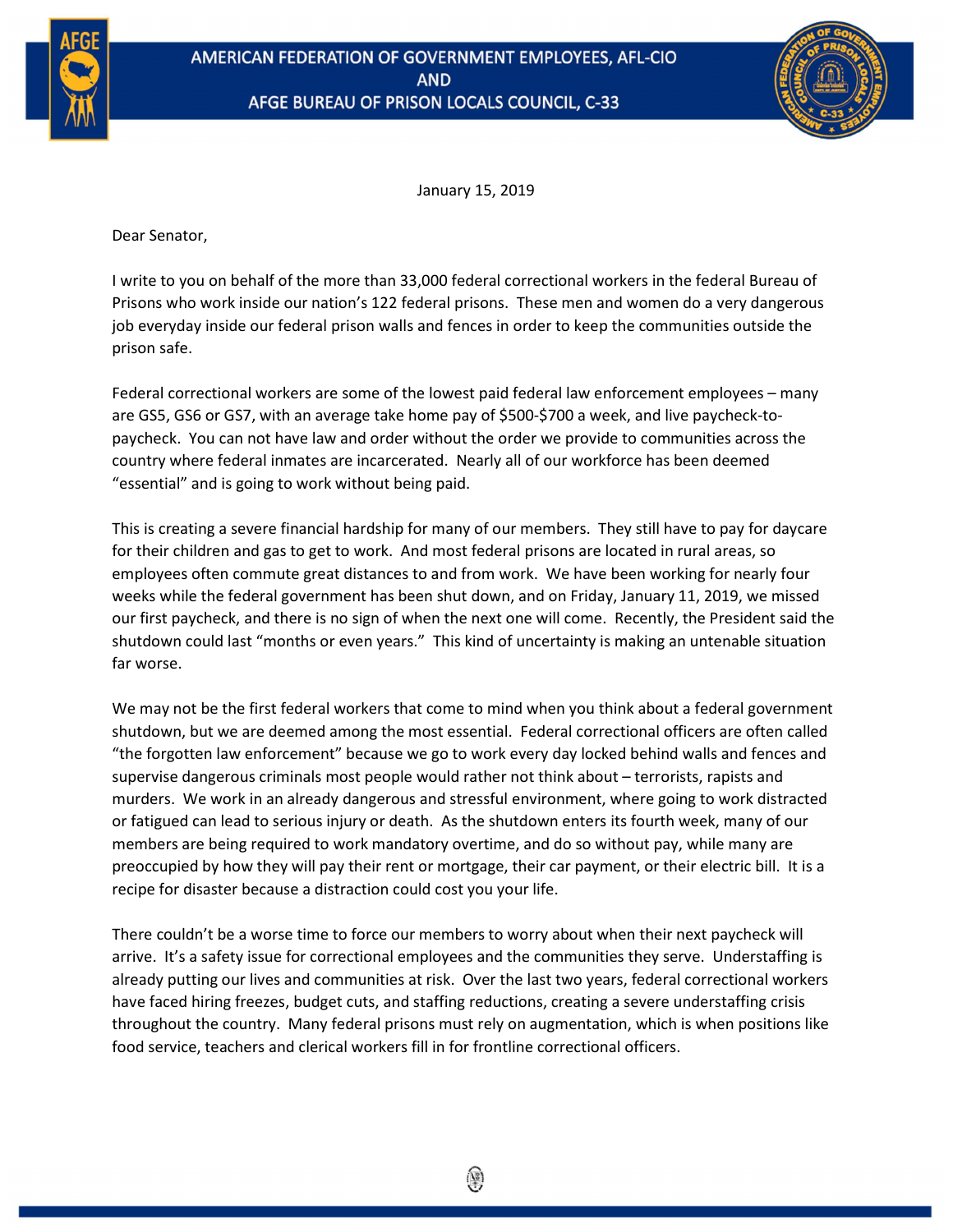# AMERICAN FEDERATION OF GOVERNMENT EMPLOYEES, AFL-CIO AND AFGE BUREAU OF PRISON LOCALS COUNCIL, C-33

January 15, 2019

Dear Senator,

I write to you on behalf of the more than 33,000 federal correctional workers in the federal Bureau of Prisons who work inside our nation's 122 federal prisons. These men and women do a very dangerous job everyday inside our federal prison walls and fences in order to keep the communities outside the prison safe.

Federal correctional workers are some of the lowest paid federal law enforcement employees – many are GS5, GS6 or GS7, with an average take home pay of $500-$700 a week, and live paycheck-to-paycheck. You can not have law and order without the order we provide to communities across the country where federal inmates are incarcerated. Nearly all of our workforce has been deemed "essential" and is going to work without being paid.

This is creating a severe financial hardship for many of our members. They still have to pay for daycare for their children and gas to get to work. And most federal prisons are located in rural areas, so employees often commute great distances to and from work. We have been working for nearly four weeks while the federal government has been shut down, and on Friday, January 11, 2019, we missed our first paycheck, and there is no sign of when the next one will come. Recently, the President said the shutdown could last "months or even years." This kind of uncertainty is making an untenable situation far worse.

We may not be the first federal workers that come to mind when you think about a federal government shutdown, but we are deemed among the most essential. Federal correctional officers are often called "the forgotten law enforcement" because we go to work every day locked behind walls and fences and supervise dangerous criminals most people would rather not think about – terrorists, rapists and murders. We work in an already dangerous and stressful environment, where going to work distracted or fatigued can lead to serious injury or death. As the shutdown enters its fourth week, many of our members are being required to work mandatory overtime, and do so without pay, while many are preoccupied by how they will pay their rent or mortgage, their car payment, or their electric bill. It is a recipe for disaster because a distraction could cost you your life.

There couldn't be a worse time to force our members to worry about when their next paycheck will arrive. It's a safety issue for correctional employees and the communities they serve. Understaffing is already putting our lives and communities at risk. Over the last two years, federal correctional workers have faced hiring freezes, budget cuts, and staffing reductions, creating a severe understaffing crisis throughout the country. Many federal prisons must rely on augmentation, which is when positions like food service, teachers and clerical workers fill in for frontline correctional officers.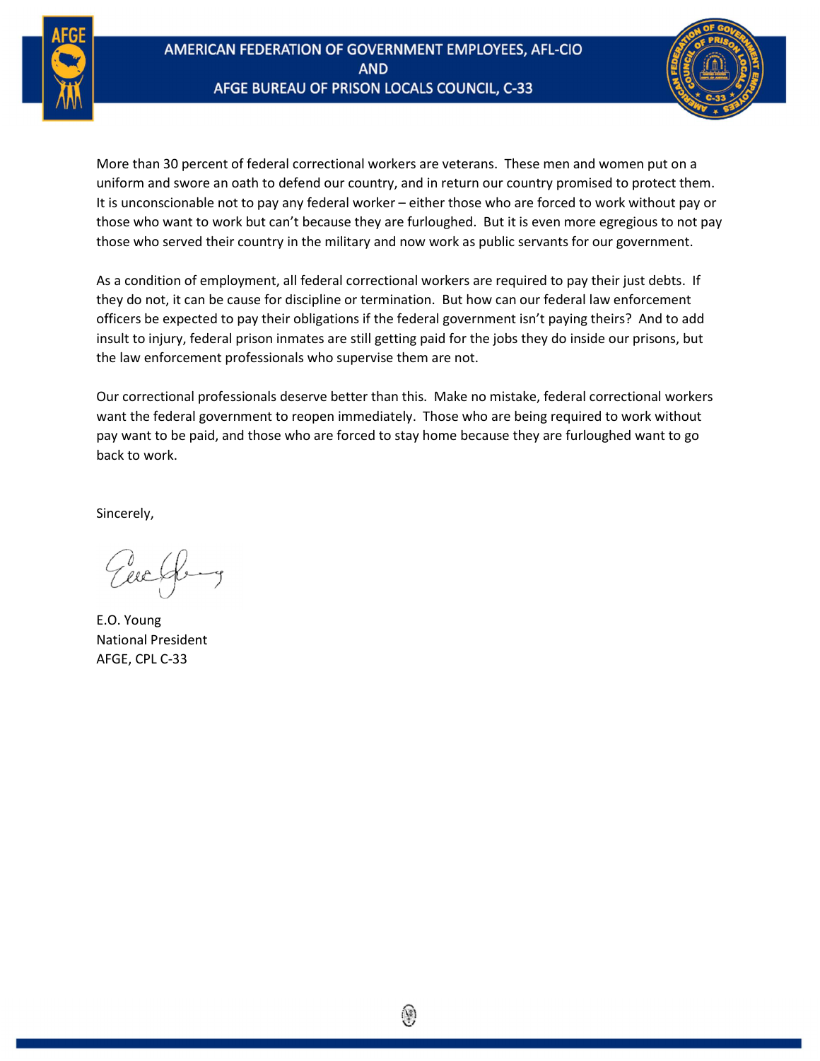More than 30 percent of federal correctional workers are veterans. These men and women put on a uniform and swore an oath to defend our country, and in return our country promised to protect them. It is unconscionable not to pay any federal worker – either those who are forced to work without pay or those who want to work but can't because they are furloughed. But it is even more egregious to not pay those who served their country in the military and now work as public servants for our government.

As a condition of employment, all federal correctional workers are required to pay their just debts. If they do not, it can be cause for discipline or termination. But how can our federal law enforcement officers be expected to pay their obligations if the federal government isn't paying theirs? And to add insult to injury, federal prison inmates are still getting paid for the jobs they do inside our prisons, but the law enforcement professionals who supervise them are not.

Our correctional professionals deserve better than this. Make no mistake, federal correctional workers want the federal government to reopen immediately. Those who are being required to work without pay want to be paid, and those who are forced to stay home because they are furloughed want to go back to work.

Sincerely,

E.O. Young
National President
AFGE, CPL C-33